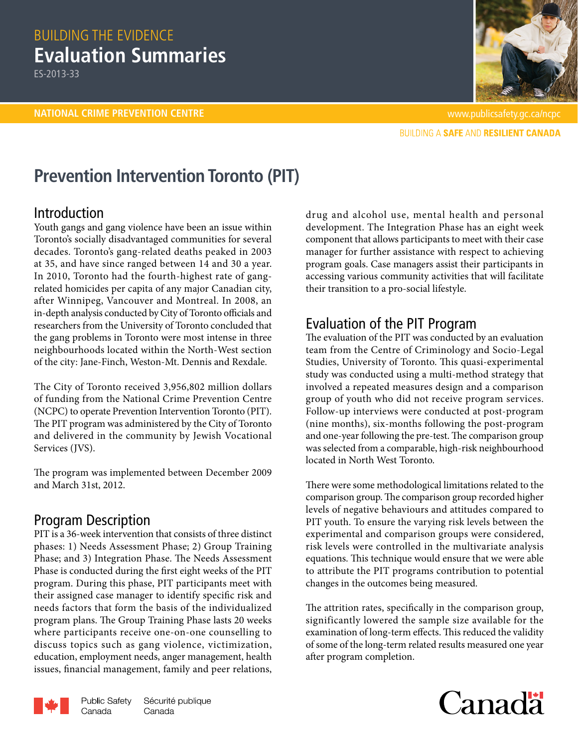BUILDING THE EVIDENCE

# Evaluation Summaries

ES-2013-33

NATIONAL CRIME PREVENTION CENTRE

www.publicsafety.gc.ca/ncpc

BUILDING A **SAFE** AND **RESILIENT CANADA**

# Prevention Intervention Toronto (PIT)

## Introduction

Youth gangs and gang violence have been an issue within Toronto's socially disadvantaged communities for several decades. Toronto's gang-related deaths peaked in 2003 at 35, and have since ranged between 14 and 30 a year. In 2010, Toronto had the fourth-highest rate of gang-related homicides per capita of any major Canadian city, after Winnipeg, Vancouver and Montreal. In 2008, an in-depth analysis conducted by City of Toronto officials and researchers from the University of Toronto concluded that the gang problems in Toronto were most intense in three neighbourhoods located within the North-West section of the city: Jane-Finch, Weston-Mt. Dennis and Rexdale.

The City of Toronto received 3,956,802 million dollars of funding from the National Crime Prevention Centre (NCPC) to operate Prevention Intervention Toronto (PIT). The PIT program was administered by the City of Toronto and delivered in the community by Jewish Vocational Services (JVS).

The program was implemented between December 2009 and March 31st, 2012.

## Program Description

PIT is a 36-week intervention that consists of three distinct phases: 1) Needs Assessment Phase; 2) Group Training Phase; and 3) Integration Phase. The Needs Assessment Phase is conducted during the first eight weeks of the PIT program. During this phase, PIT participants meet with their assigned case manager to identify specific risk and needs factors that form the basis of the individualized program plans. The Group Training Phase lasts 20 weeks where participants receive one-on-one counselling to discuss topics such as gang violence, victimization, education, employment needs, anger management, health issues, financial management, family and peer relations, drug and alcohol use, mental health and personal development. The Integration Phase has an eight week component that allows participants to meet with their case manager for further assistance with respect to achieving program goals. Case managers assist their participants in accessing various community activities that will facilitate their transition to a pro-social lifestyle.

## Evaluation of the PIT Program

The evaluation of the PIT was conducted by an evaluation team from the Centre of Criminology and Socio-Legal Studies, University of Toronto. This quasi-experimental study was conducted using a multi-method strategy that involved a repeated measures design and a comparison group of youth who did not receive program services. Follow-up interviews were conducted at post-program (nine months), six-months following the post-program and one-year following the pre-test. The comparison group was selected from a comparable, high-risk neighbourhood located in North West Toronto.

There were some methodological limitations related to the comparison group. The comparison group recorded higher levels of negative behaviours and attitudes compared to PIT youth. To ensure the varying risk levels between the experimental and comparison groups were considered, risk levels were controlled in the multivariate analysis equations. This technique would ensure that we were able to attribute the PIT programs contribution to potential changes in the outcomes being measured.

The attrition rates, specifically in the comparison group, significantly lowered the sample size available for the examination of long-term effects. This reduced the validity of some of the long-term related results measured one year after program completion.

Public Safety Canada | Sécurité publique Canada

Canada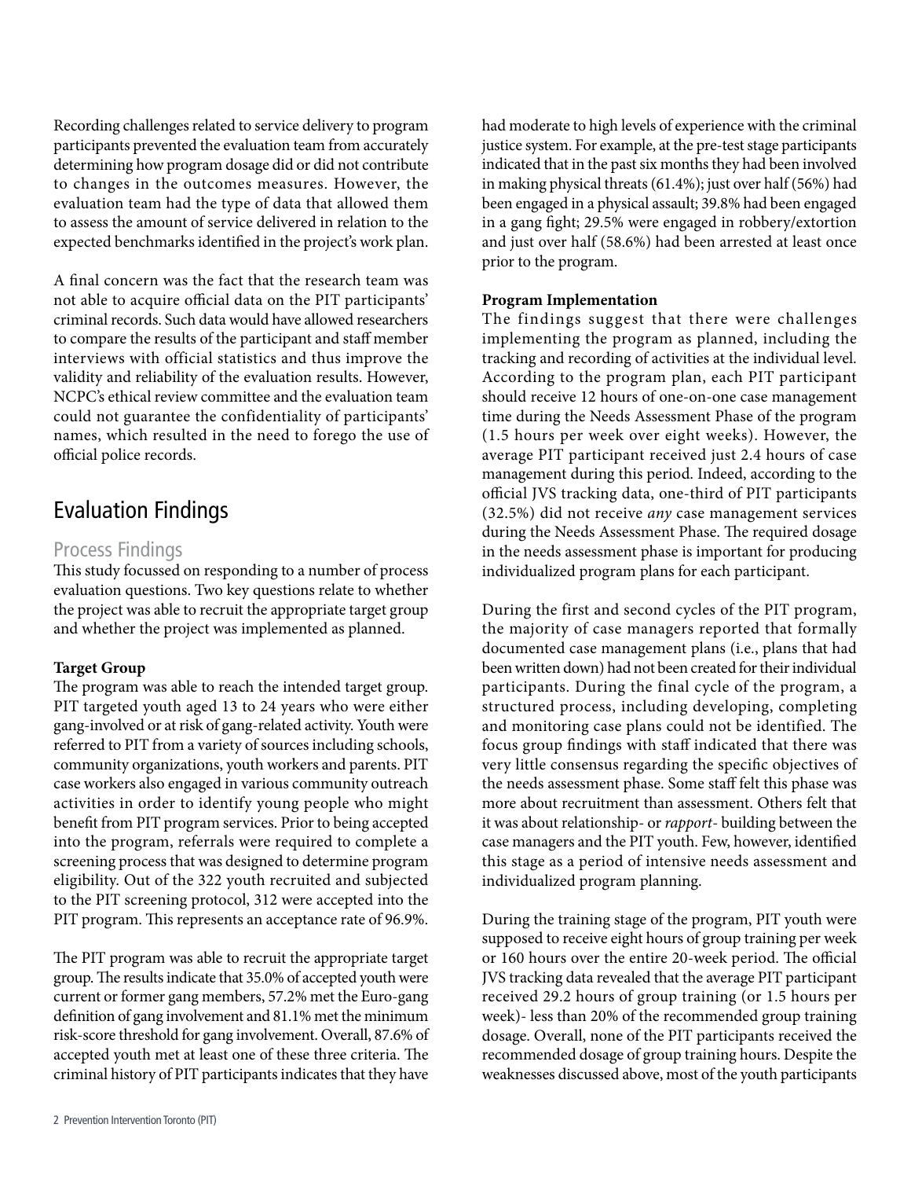Recording challenges related to service delivery to program participants prevented the evaluation team from accurately determining how program dosage did or did not contribute to changes in the outcomes measures. However, the evaluation team had the type of data that allowed them to assess the amount of service delivered in relation to the expected benchmarks identified in the project's work plan.

A final concern was the fact that the research team was not able to acquire official data on the PIT participants' criminal records. Such data would have allowed researchers to compare the results of the participant and staff member interviews with official statistics and thus improve the validity and reliability of the evaluation results. However, NCPC's ethical review committee and the evaluation team could not guarantee the confidentiality of participants' names, which resulted in the need to forego the use of official police records.

## Evaluation Findings

### Process Findings

This study focussed on responding to a number of process evaluation questions. Two key questions relate to whether the project was able to recruit the appropriate target group and whether the project was implemented as planned.

**Target Group**

The program was able to reach the intended target group. PIT targeted youth aged 13 to 24 years who were either gang-involved or at risk of gang-related activity. Youth were referred to PIT from a variety of sources including schools, community organizations, youth workers and parents. PIT case workers also engaged in various community outreach activities in order to identify young people who might benefit from PIT program services. Prior to being accepted into the program, referrals were required to complete a screening process that was designed to determine program eligibility. Out of the 322 youth recruited and subjected to the PIT screening protocol, 312 were accepted into the PIT program. This represents an acceptance rate of 96.9%.

The PIT program was able to recruit the appropriate target group. The results indicate that 35.0% of accepted youth were current or former gang members, 57.2% met the Euro-gang definition of gang involvement and 81.1% met the minimum risk-score threshold for gang involvement. Overall, 87.6% of accepted youth met at least one of these three criteria. The criminal history of PIT participants indicates that they have had moderate to high levels of experience with the criminal justice system. For example, at the pre-test stage participants indicated that in the past six months they had been involved in making physical threats (61.4%); just over half (56%) had been engaged in a physical assault; 39.8% had been engaged in a gang fight; 29.5% were engaged in robbery/extortion and just over half (58.6%) had been arrested at least once prior to the program.

**Program Implementation**

The findings suggest that there were challenges implementing the program as planned, including the tracking and recording of activities at the individual level. According to the program plan, each PIT participant should receive 12 hours of one-on-one case management time during the Needs Assessment Phase of the program (1.5 hours per week over eight weeks). However, the average PIT participant received just 2.4 hours of case management during this period. Indeed, according to the official JVS tracking data, one-third of PIT participants (32.5%) did not receive *any* case management services during the Needs Assessment Phase. The required dosage in the needs assessment phase is important for producing individualized program plans for each participant.

During the first and second cycles of the PIT program, the majority of case managers reported that formally documented case management plans (i.e., plans that had been written down) had not been created for their individual participants. During the final cycle of the program, a structured process, including developing, completing and monitoring case plans could not be identified. The focus group findings with staff indicated that there was very little consensus regarding the specific objectives of the needs assessment phase. Some staff felt this phase was more about recruitment than assessment. Others felt that it was about relationship- or *rapport*- building between the case managers and the PIT youth. Few, however, identified this stage as a period of intensive needs assessment and individualized program planning.

During the training stage of the program, PIT youth were supposed to receive eight hours of group training per week or 160 hours over the entire 20-week period. The official JVS tracking data revealed that the average PIT participant received 29.2 hours of group training (or 1.5 hours per week)- less than 20% of the recommended group training dosage. Overall, none of the PIT participants received the recommended dosage of group training hours. Despite the weaknesses discussed above, most of the youth participants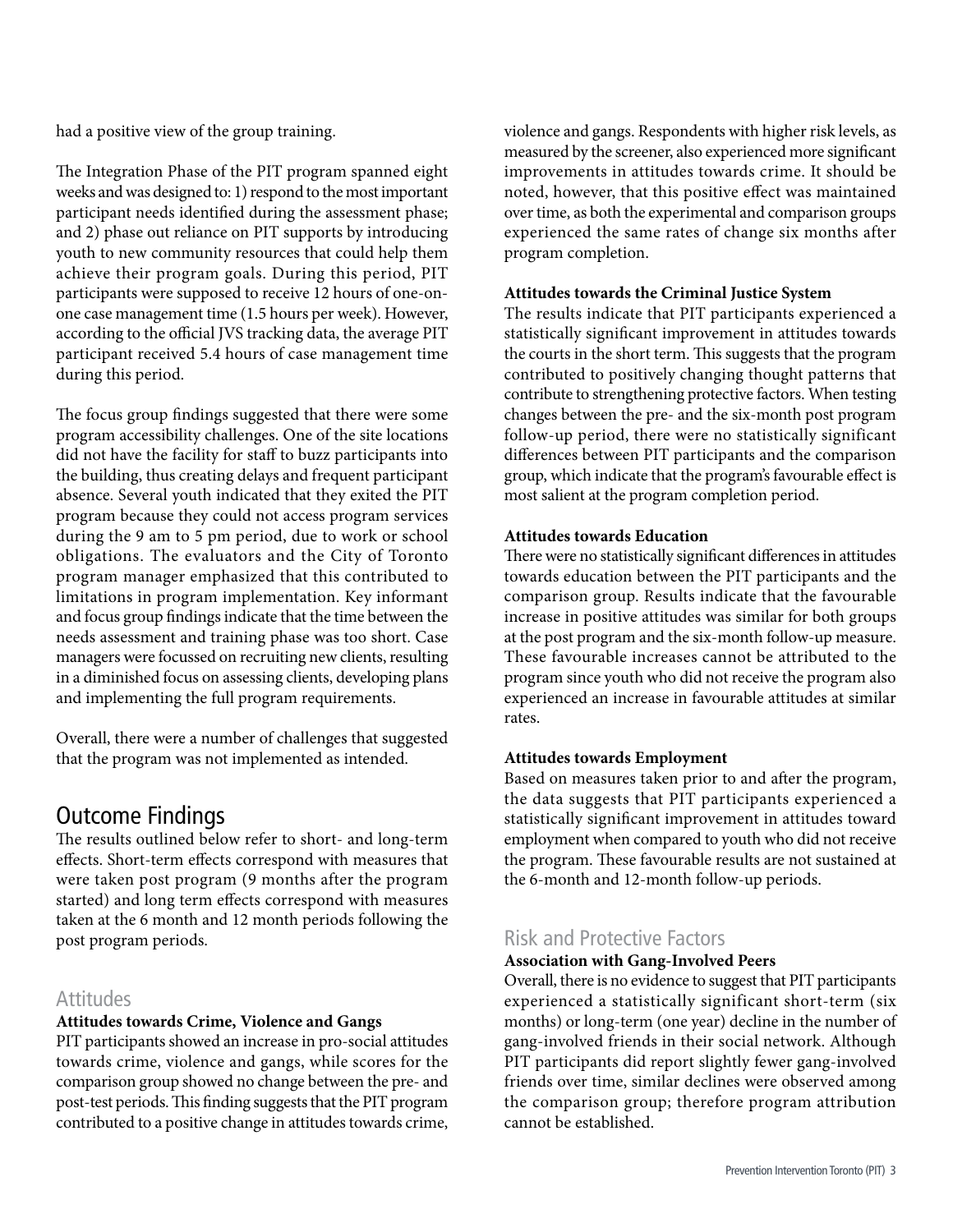had a positive view of the group training.

The Integration Phase of the PIT program spanned eight weeks and was designed to: 1) respond to the most important participant needs identified during the assessment phase; and 2) phase out reliance on PIT supports by introducing youth to new community resources that could help them achieve their program goals. During this period, PIT participants were supposed to receive 12 hours of one-on-one case management time (1.5 hours per week). However, according to the official JVS tracking data, the average PIT participant received 5.4 hours of case management time during this period.

The focus group findings suggested that there were some program accessibility challenges. One of the site locations did not have the facility for staff to buzz participants into the building, thus creating delays and frequent participant absence. Several youth indicated that they exited the PIT program because they could not access program services during the 9 am to 5 pm period, due to work or school obligations. The evaluators and the City of Toronto program manager emphasized that this contributed to limitations in program implementation. Key informant and focus group findings indicate that the time between the needs assessment and training phase was too short. Case managers were focussed on recruiting new clients, resulting in a diminished focus on assessing clients, developing plans and implementing the full program requirements.

Overall, there were a number of challenges that suggested that the program was not implemented as intended.

## Outcome Findings

The results outlined below refer to short- and long-term effects. Short-term effects correspond with measures that were taken post program (9 months after the program started) and long term effects correspond with measures taken at the 6 month and 12 month periods following the post program periods.

### Attitudes

**Attitudes towards Crime, Violence and Gangs**

PIT participants showed an increase in pro-social attitudes towards crime, violence and gangs, while scores for the comparison group showed no change between the pre- and post-test periods. This finding suggests that the PIT program contributed to a positive change in attitudes towards crime, violence and gangs. Respondents with higher risk levels, as measured by the screener, also experienced more significant improvements in attitudes towards crime. It should be noted, however, that this positive effect was maintained over time, as both the experimental and comparison groups experienced the same rates of change six months after program completion.

**Attitudes towards the Criminal Justice System**

The results indicate that PIT participants experienced a statistically significant improvement in attitudes towards the courts in the short term. This suggests that the program contributed to positively changing thought patterns that contribute to strengthening protective factors. When testing changes between the pre- and the six-month post program follow-up period, there were no statistically significant differences between PIT participants and the comparison group, which indicate that the program's favourable effect is most salient at the program completion period.

**Attitudes towards Education**

There were no statistically significant differences in attitudes towards education between the PIT participants and the comparison group. Results indicate that the favourable increase in positive attitudes was similar for both groups at the post program and the six-month follow-up measure. These favourable increases cannot be attributed to the program since youth who did not receive the program also experienced an increase in favourable attitudes at similar rates.

**Attitudes towards Employment**

Based on measures taken prior to and after the program, the data suggests that PIT participants experienced a statistically significant improvement in attitudes toward employment when compared to youth who did not receive the program. These favourable results are not sustained at the 6-month and 12-month follow-up periods.

### Risk and Protective Factors

**Association with Gang-Involved Peers**

Overall, there is no evidence to suggest that PIT participants experienced a statistically significant short-term (six months) or long-term (one year) decline in the number of gang-involved friends in their social network. Although PIT participants did report slightly fewer gang-involved friends over time, similar declines were observed among the comparison group; therefore program attribution cannot be established.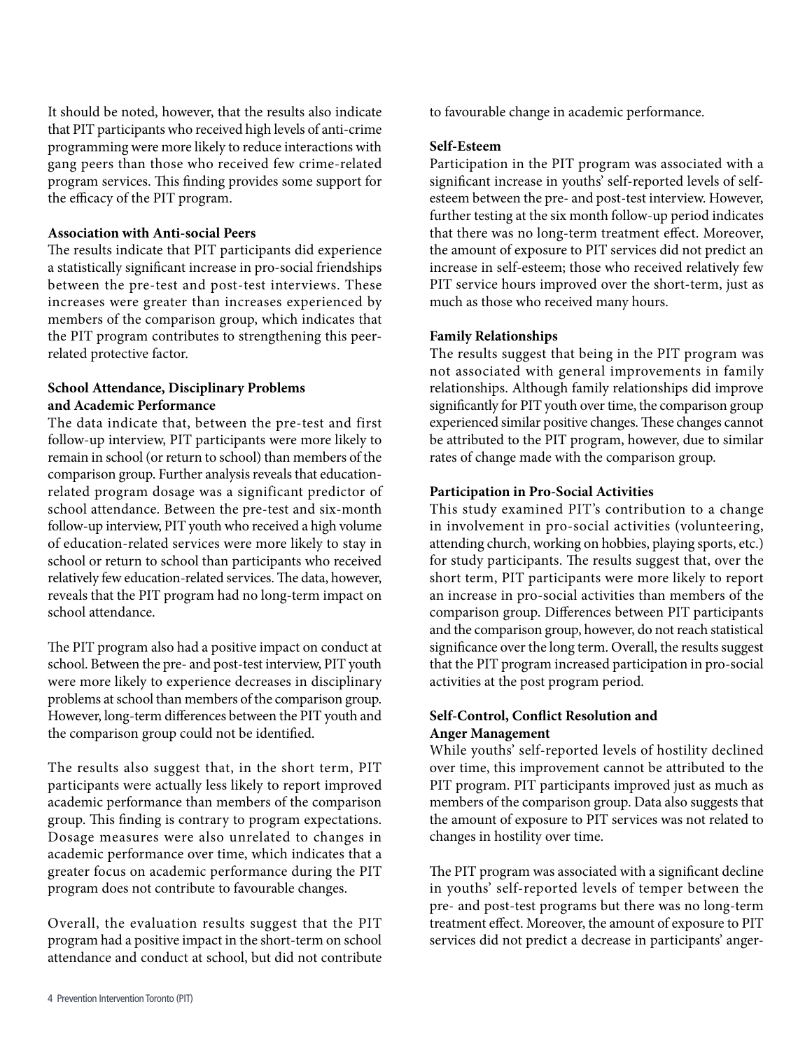It should be noted, however, that the results also indicate that PIT participants who received high levels of anti-crime programming were more likely to reduce interactions with gang peers than those who received few crime-related program services. This finding provides some support for the efficacy of the PIT program.

**Association with Anti-social Peers**

The results indicate that PIT participants did experience a statistically significant increase in pro-social friendships between the pre-test and post-test interviews. These increases were greater than increases experienced by members of the comparison group, which indicates that the PIT program contributes to strengthening this peer-related protective factor.

**School Attendance, Disciplinary Problems and Academic Performance**

The data indicate that, between the pre-test and first follow-up interview, PIT participants were more likely to remain in school (or return to school) than members of the comparison group. Further analysis reveals that education-related program dosage was a significant predictor of school attendance. Between the pre-test and six-month follow-up interview, PIT youth who received a high volume of education-related services were more likely to stay in school or return to school than participants who received relatively few education-related services. The data, however, reveals that the PIT program had no long-term impact on school attendance.

The PIT program also had a positive impact on conduct at school. Between the pre- and post-test interview, PIT youth were more likely to experience decreases in disciplinary problems at school than members of the comparison group. However, long-term differences between the PIT youth and the comparison group could not be identified.

The results also suggest that, in the short term, PIT participants were actually less likely to report improved academic performance than members of the comparison group. This finding is contrary to program expectations. Dosage measures were also unrelated to changes in academic performance over time, which indicates that a greater focus on academic performance during the PIT program does not contribute to favourable changes.

Overall, the evaluation results suggest that the PIT program had a positive impact in the short-term on school attendance and conduct at school, but did not contribute to favourable change in academic performance.

**Self-Esteem**

Participation in the PIT program was associated with a significant increase in youths' self-reported levels of self-esteem between the pre- and post-test interview. However, further testing at the six month follow-up period indicates that there was no long-term treatment effect. Moreover, the amount of exposure to PIT services did not predict an increase in self-esteem; those who received relatively few PIT service hours improved over the short-term, just as much as those who received many hours.

**Family Relationships**

The results suggest that being in the PIT program was not associated with general improvements in family relationships. Although family relationships did improve significantly for PIT youth over time, the comparison group experienced similar positive changes. These changes cannot be attributed to the PIT program, however, due to similar rates of change made with the comparison group.

**Participation in Pro-Social Activities**

This study examined PIT's contribution to a change in involvement in pro-social activities (volunteering, attending church, working on hobbies, playing sports, etc.) for study participants. The results suggest that, over the short term, PIT participants were more likely to report an increase in pro-social activities than members of the comparison group. Differences between PIT participants and the comparison group, however, do not reach statistical significance over the long term. Overall, the results suggest that the PIT program increased participation in pro-social activities at the post program period.

**Self-Control, Conflict Resolution and Anger Management**

While youths' self-reported levels of hostility declined over time, this improvement cannot be attributed to the PIT program. PIT participants improved just as much as members of the comparison group. Data also suggests that the amount of exposure to PIT services was not related to changes in hostility over time.

The PIT program was associated with a significant decline in youths' self-reported levels of temper between the pre- and post-test programs but there was no long-term treatment effect. Moreover, the amount of exposure to PIT services did not predict a decrease in participants' anger-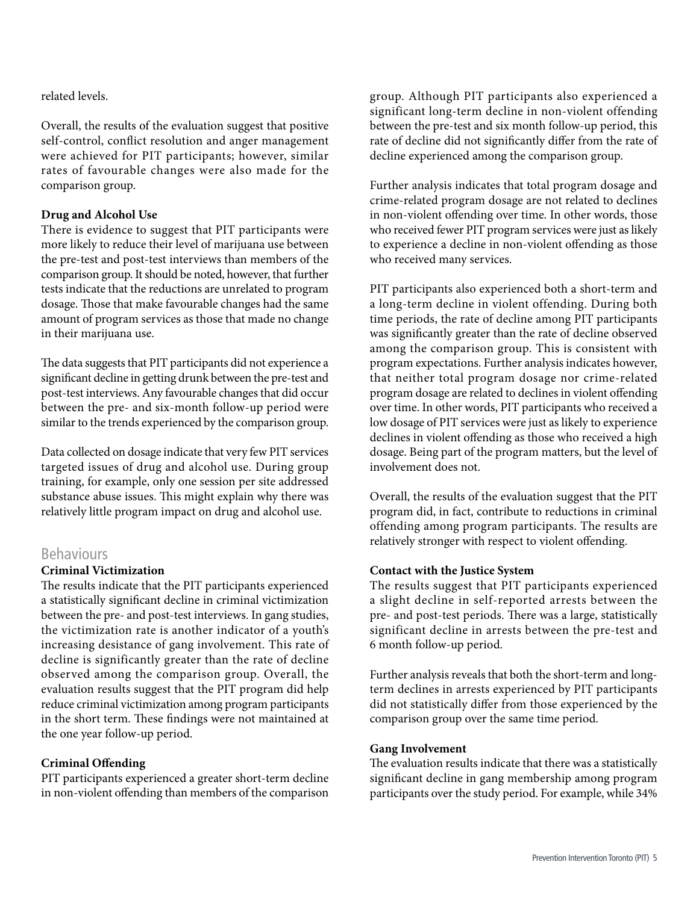related levels.

Overall, the results of the evaluation suggest that positive self-control, conflict resolution and anger management were achieved for PIT participants; however, similar rates of favourable changes were also made for the comparison group.

**Drug and Alcohol Use**

There is evidence to suggest that PIT participants were more likely to reduce their level of marijuana use between the pre-test and post-test interviews than members of the comparison group. It should be noted, however, that further tests indicate that the reductions are unrelated to program dosage. Those that make favourable changes had the same amount of program services as those that made no change in their marijuana use.

The data suggests that PIT participants did not experience a significant decline in getting drunk between the pre-test and post-test interviews. Any favourable changes that did occur between the pre- and six-month follow-up period were similar to the trends experienced by the comparison group.

Data collected on dosage indicate that very few PIT services targeted issues of drug and alcohol use. During group training, for example, only one session per site addressed substance abuse issues. This might explain why there was relatively little program impact on drug and alcohol use.

## Behaviours

**Criminal Victimization**

The results indicate that the PIT participants experienced a statistically significant decline in criminal victimization between the pre- and post-test interviews. In gang studies, the victimization rate is another indicator of a youth's increasing desistance of gang involvement. This rate of decline is significantly greater than the rate of decline observed among the comparison group. Overall, the evaluation results suggest that the PIT program did help reduce criminal victimization among program participants in the short term. These findings were not maintained at the one year follow-up period.

**Criminal Offending**

PIT participants experienced a greater short-term decline in non-violent offending than members of the comparison group. Although PIT participants also experienced a significant long-term decline in non-violent offending between the pre-test and six month follow-up period, this rate of decline did not significantly differ from the rate of decline experienced among the comparison group.

Further analysis indicates that total program dosage and crime-related program dosage are not related to declines in non-violent offending over time. In other words, those who received fewer PIT program services were just as likely to experience a decline in non-violent offending as those who received many services.

PIT participants also experienced both a short-term and a long-term decline in violent offending. During both time periods, the rate of decline among PIT participants was significantly greater than the rate of decline observed among the comparison group. This is consistent with program expectations. Further analysis indicates however, that neither total program dosage nor crime-related program dosage are related to declines in violent offending over time. In other words, PIT participants who received a low dosage of PIT services were just as likely to experience declines in violent offending as those who received a high dosage. Being part of the program matters, but the level of involvement does not.

Overall, the results of the evaluation suggest that the PIT program did, in fact, contribute to reductions in criminal offending among program participants. The results are relatively stronger with respect to violent offending.

**Contact with the Justice System**

The results suggest that PIT participants experienced a slight decline in self-reported arrests between the pre- and post-test periods. There was a large, statistically significant decline in arrests between the pre-test and 6 month follow-up period.

Further analysis reveals that both the short-term and long-term declines in arrests experienced by PIT participants did not statistically differ from those experienced by the comparison group over the same time period.

**Gang Involvement**

The evaluation results indicate that there was a statistically significant decline in gang membership among program participants over the study period. For example, while 34%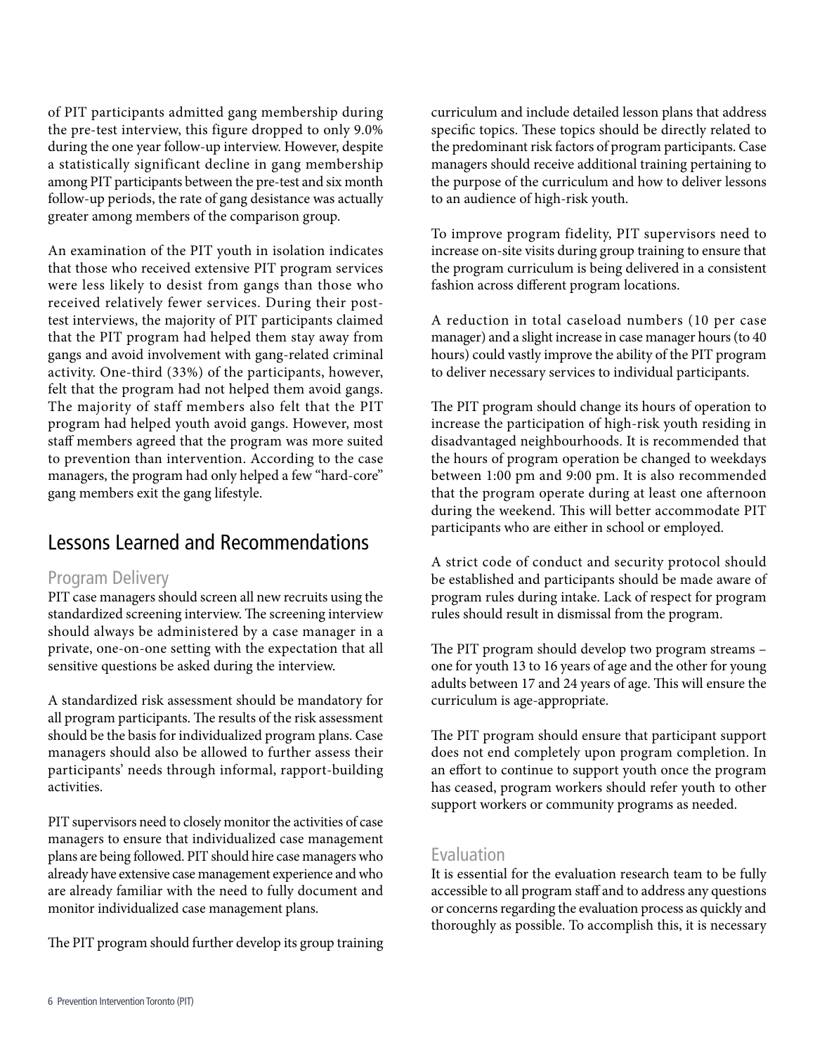of PIT participants admitted gang membership during the pre-test interview, this figure dropped to only 9.0% during the one year follow-up interview. However, despite a statistically significant decline in gang membership among PIT participants between the pre-test and six month follow-up periods, the rate of gang desistance was actually greater among members of the comparison group.

An examination of the PIT youth in isolation indicates that those who received extensive PIT program services were less likely to desist from gangs than those who received relatively fewer services. During their post-test interviews, the majority of PIT participants claimed that the PIT program had helped them stay away from gangs and avoid involvement with gang-related criminal activity. One-third (33%) of the participants, however, felt that the program had not helped them avoid gangs. The majority of staff members also felt that the PIT program had helped youth avoid gangs. However, most staff members agreed that the program was more suited to prevention than intervention. According to the case managers, the program had only helped a few "hard-core" gang members exit the gang lifestyle.

## Lessons Learned and Recommendations

### Program Delivery

PIT case managers should screen all new recruits using the standardized screening interview. The screening interview should always be administered by a case manager in a private, one-on-one setting with the expectation that all sensitive questions be asked during the interview.

A standardized risk assessment should be mandatory for all program participants. The results of the risk assessment should be the basis for individualized program plans. Case managers should also be allowed to further assess their participants' needs through informal, rapport-building activities.

PIT supervisors need to closely monitor the activities of case managers to ensure that individualized case management plans are being followed. PIT should hire case managers who already have extensive case management experience and who are already familiar with the need to fully document and monitor individualized case management plans.

The PIT program should further develop its group training curriculum and include detailed lesson plans that address specific topics. These topics should be directly related to the predominant risk factors of program participants. Case managers should receive additional training pertaining to the purpose of the curriculum and how to deliver lessons to an audience of high-risk youth.

To improve program fidelity, PIT supervisors need to increase on-site visits during group training to ensure that the program curriculum is being delivered in a consistent fashion across different program locations.

A reduction in total caseload numbers (10 per case manager) and a slight increase in case manager hours (to 40 hours) could vastly improve the ability of the PIT program to deliver necessary services to individual participants.

The PIT program should change its hours of operation to increase the participation of high-risk youth residing in disadvantaged neighbourhoods. It is recommended that the hours of program operation be changed to weekdays between 1:00 pm and 9:00 pm. It is also recommended that the program operate during at least one afternoon during the weekend. This will better accommodate PIT participants who are either in school or employed.

A strict code of conduct and security protocol should be established and participants should be made aware of program rules during intake. Lack of respect for program rules should result in dismissal from the program.

The PIT program should develop two program streams – one for youth 13 to 16 years of age and the other for young adults between 17 and 24 years of age. This will ensure the curriculum is age-appropriate.

The PIT program should ensure that participant support does not end completely upon program completion. In an effort to continue to support youth once the program has ceased, program workers should refer youth to other support workers or community programs as needed.

### Evaluation

It is essential for the evaluation research team to be fully accessible to all program staff and to address any questions or concerns regarding the evaluation process as quickly and thoroughly as possible. To accomplish this, it is necessary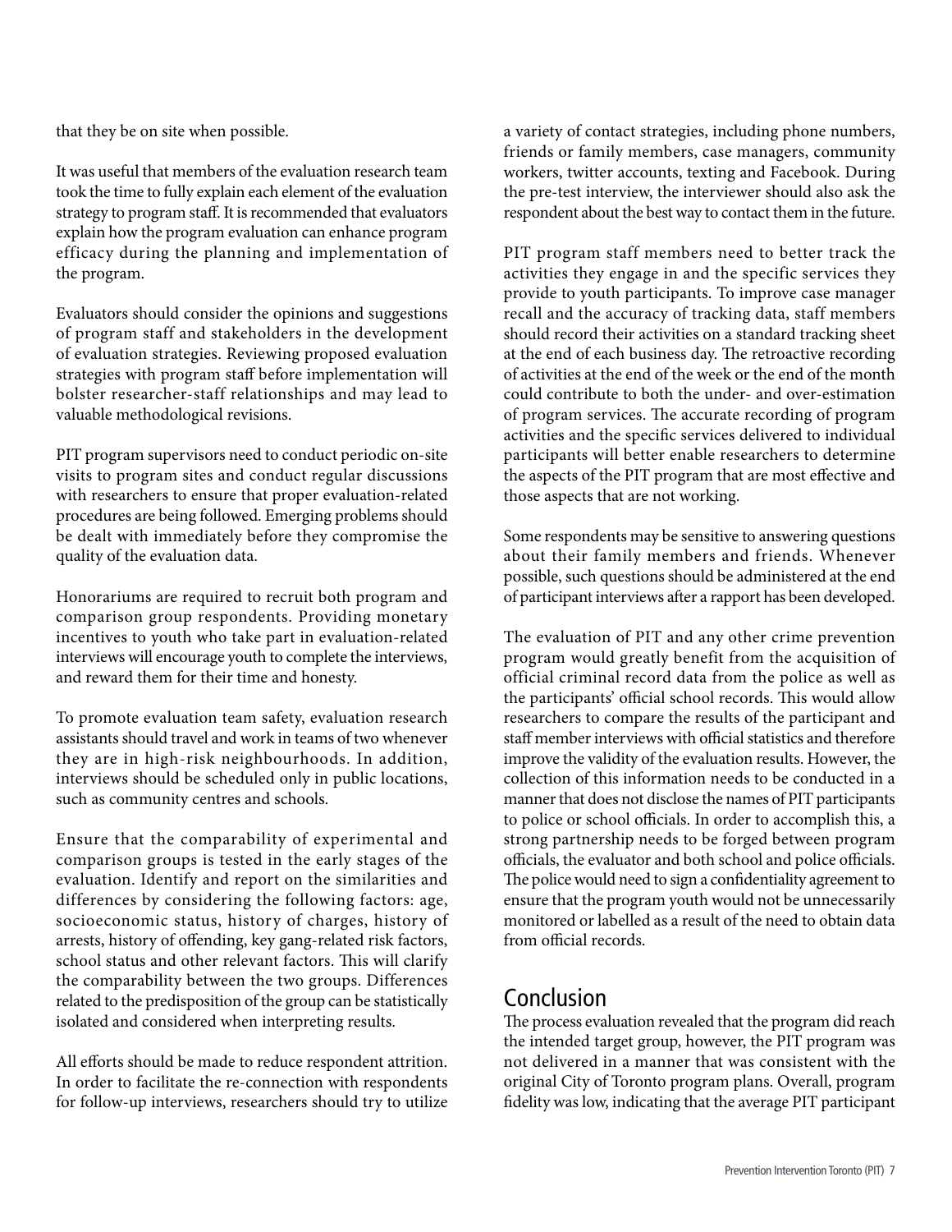that they be on site when possible.

It was useful that members of the evaluation research team took the time to fully explain each element of the evaluation strategy to program staff. It is recommended that evaluators explain how the program evaluation can enhance program efficacy during the planning and implementation of the program.

Evaluators should consider the opinions and suggestions of program staff and stakeholders in the development of evaluation strategies. Reviewing proposed evaluation strategies with program staff before implementation will bolster researcher-staff relationships and may lead to valuable methodological revisions.

PIT program supervisors need to conduct periodic on-site visits to program sites and conduct regular discussions with researchers to ensure that proper evaluation-related procedures are being followed. Emerging problems should be dealt with immediately before they compromise the quality of the evaluation data.

Honorariums are required to recruit both program and comparison group respondents. Providing monetary incentives to youth who take part in evaluation-related interviews will encourage youth to complete the interviews, and reward them for their time and honesty.

To promote evaluation team safety, evaluation research assistants should travel and work in teams of two whenever they are in high-risk neighbourhoods. In addition, interviews should be scheduled only in public locations, such as community centres and schools.

Ensure that the comparability of experimental and comparison groups is tested in the early stages of the evaluation. Identify and report on the similarities and differences by considering the following factors: age, socioeconomic status, history of charges, history of arrests, history of offending, key gang-related risk factors, school status and other relevant factors. This will clarify the comparability between the two groups. Differences related to the predisposition of the group can be statistically isolated and considered when interpreting results.

All efforts should be made to reduce respondent attrition. In order to facilitate the re-connection with respondents for follow-up interviews, researchers should try to utilize a variety of contact strategies, including phone numbers, friends or family members, case managers, community workers, twitter accounts, texting and Facebook. During the pre-test interview, the interviewer should also ask the respondent about the best way to contact them in the future.

PIT program staff members need to better track the activities they engage in and the specific services they provide to youth participants. To improve case manager recall and the accuracy of tracking data, staff members should record their activities on a standard tracking sheet at the end of each business day. The retroactive recording of activities at the end of the week or the end of the month could contribute to both the under- and over-estimation of program services. The accurate recording of program activities and the specific services delivered to individual participants will better enable researchers to determine the aspects of the PIT program that are most effective and those aspects that are not working.

Some respondents may be sensitive to answering questions about their family members and friends. Whenever possible, such questions should be administered at the end of participant interviews after a rapport has been developed.

The evaluation of PIT and any other crime prevention program would greatly benefit from the acquisition of official criminal record data from the police as well as the participants' official school records. This would allow researchers to compare the results of the participant and staff member interviews with official statistics and therefore improve the validity of the evaluation results. However, the collection of this information needs to be conducted in a manner that does not disclose the names of PIT participants to police or school officials. In order to accomplish this, a strong partnership needs to be forged between program officials, the evaluator and both school and police officials. The police would need to sign a confidentiality agreement to ensure that the program youth would not be unnecessarily monitored or labelled as a result of the need to obtain data from official records.

## Conclusion

The process evaluation revealed that the program did reach the intended target group, however, the PIT program was not delivered in a manner that was consistent with the original City of Toronto program plans. Overall, program fidelity was low, indicating that the average PIT participant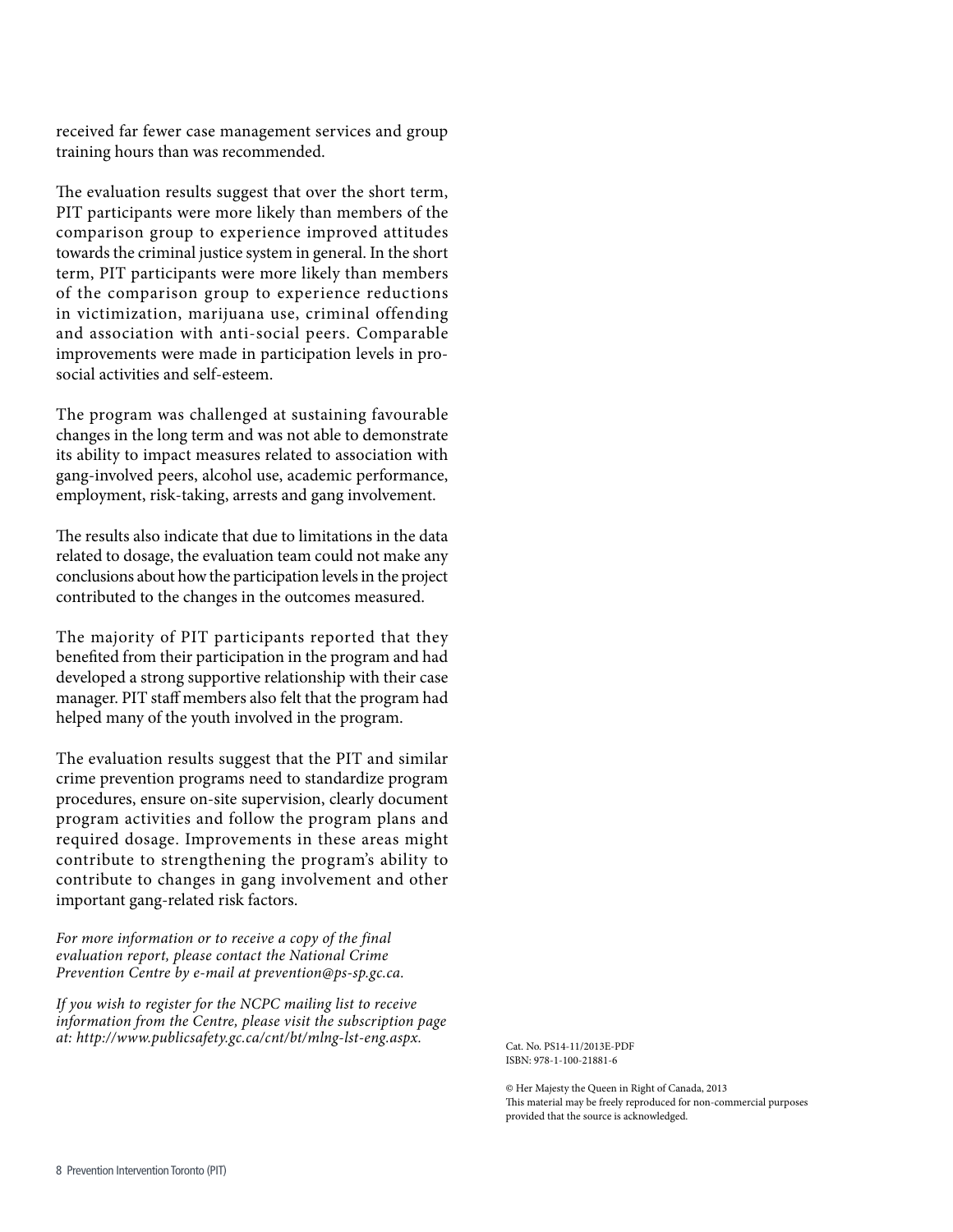received far fewer case management services and group training hours than was recommended.

The evaluation results suggest that over the short term, PIT participants were more likely than members of the comparison group to experience improved attitudes towards the criminal justice system in general. In the short term, PIT participants were more likely than members of the comparison group to experience reductions in victimization, marijuana use, criminal offending and association with anti-social peers. Comparable improvements were made in participation levels in pro-social activities and self-esteem.

The program was challenged at sustaining favourable changes in the long term and was not able to demonstrate its ability to impact measures related to association with gang-involved peers, alcohol use, academic performance, employment, risk-taking, arrests and gang involvement.

The results also indicate that due to limitations in the data related to dosage, the evaluation team could not make any conclusions about how the participation levels in the project contributed to the changes in the outcomes measured.

The majority of PIT participants reported that they benefited from their participation in the program and had developed a strong supportive relationship with their case manager. PIT staff members also felt that the program had helped many of the youth involved in the program.

The evaluation results suggest that the PIT and similar crime prevention programs need to standardize program procedures, ensure on-site supervision, clearly document program activities and follow the program plans and required dosage. Improvements in these areas might contribute to strengthening the program's ability to contribute to changes in gang involvement and other important gang-related risk factors.

*For more information or to receive a copy of the final evaluation report, please contact the National Crime Prevention Centre by e-mail at prevention@ps-sp.gc.ca.*

*If you wish to register for the NCPC mailing list to receive information from the Centre, please visit the subscription page at: http://www.publicsafety.gc.ca/cnt/bt/mlng-lst-eng.aspx.*

Cat. No. PS14-11/2013E-PDF
ISBN: 978-1-100-21881-6

© Her Majesty the Queen in Right of Canada, 2013
This material may be freely reproduced for non-commercial purposes provided that the source is acknowledged.